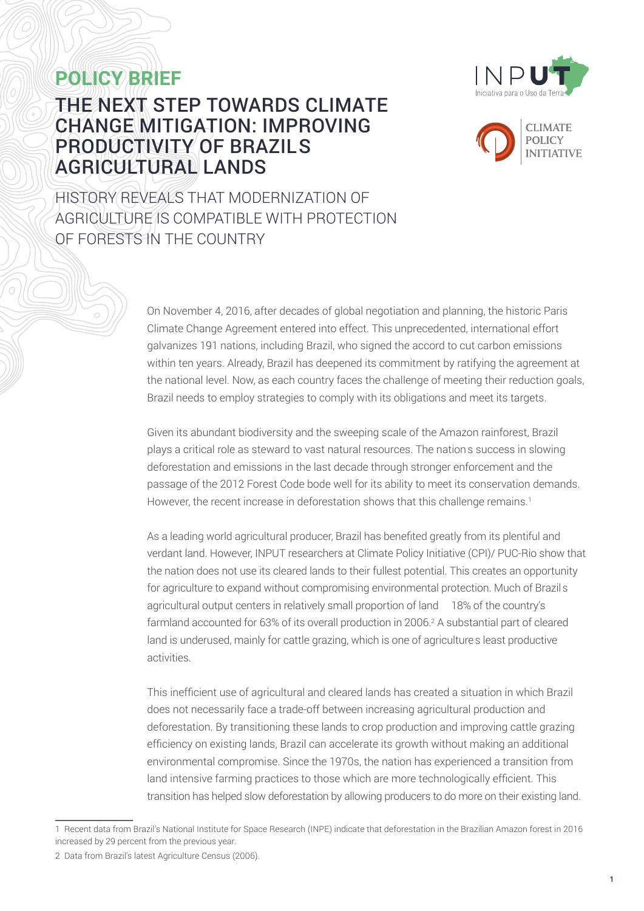**POLICY BRIEF**

# THE NEXT STEP TOWARDS CLIMATE CHANGE MITIGATION: IMPROVING PRODUCTIVITY OF BRAZILS AGRICULTURAL LANDS

## HISTORY REVEALS THAT MODERNIZATION OF AGRICULTURE IS COMPATIBLE WITH PROTECTION OF FORESTS IN THE COUNTRY

On November 4, 2016, after decades of global negotiation and planning, the historic Paris Climate Change Agreement entered into effect. This unprecedented, international effort galvanizes 191 nations, including Brazil, who signed the accord to cut carbon emissions within ten years. Already, Brazil has deepened its commitment by ratifying the agreement at the national level. Now, as each country faces the challenge of meeting their reduction goals, Brazil needs to employ strategies to comply with its obligations and meet its targets.

Given its abundant biodiversity and the sweeping scale of the Amazon rainforest, Brazil plays a critical role as steward to vast natural resources. The nation s success in slowing deforestation and emissions in the last decade through stronger enforcement and the passage of the 2012 Forest Code bode well for its ability to meet its conservation demands. However, the recent increase in deforestation shows that this challenge remains.[1]

As a leading world agricultural producer, Brazil has benefited greatly from its plentiful and verdant land. However, INPUT researchers at Climate Policy Initiative (CPI)/ PUC-Rio show that the nation does not use its cleared lands to their fullest potential. This creates an opportunity for agriculture to expand without compromising environmental protection. Much of Brazil s agricultural output centers in relatively small proportion of land 18% of the country's farmland accounted for 63% of its overall production in 2006.[2] A substantial part of cleared land is underused, mainly for cattle grazing, which is one of agriculture s least productive activities.

This inefficient use of agricultural and cleared lands has created a situation in which Brazil does not necessarily face a trade-off between increasing agricultural production and deforestation. By transitioning these lands to crop production and improving cattle grazing efficiency on existing lands, Brazil can accelerate its growth without making an additional environmental compromise. Since the 1970s, the nation has experienced a transition from land intensive farming practices to those which are more technologically efficient. This transition has helped slow deforestation by allowing producers to do more on their existing land.

---

1 Recent data from Brazil's National Institute for Space Research (INPE) indicate that deforestation in the Brazilian Amazon forest in 2016 increased by 29 percent from the previous year.

2 Data from Brazil's latest Agriculture Census (2006).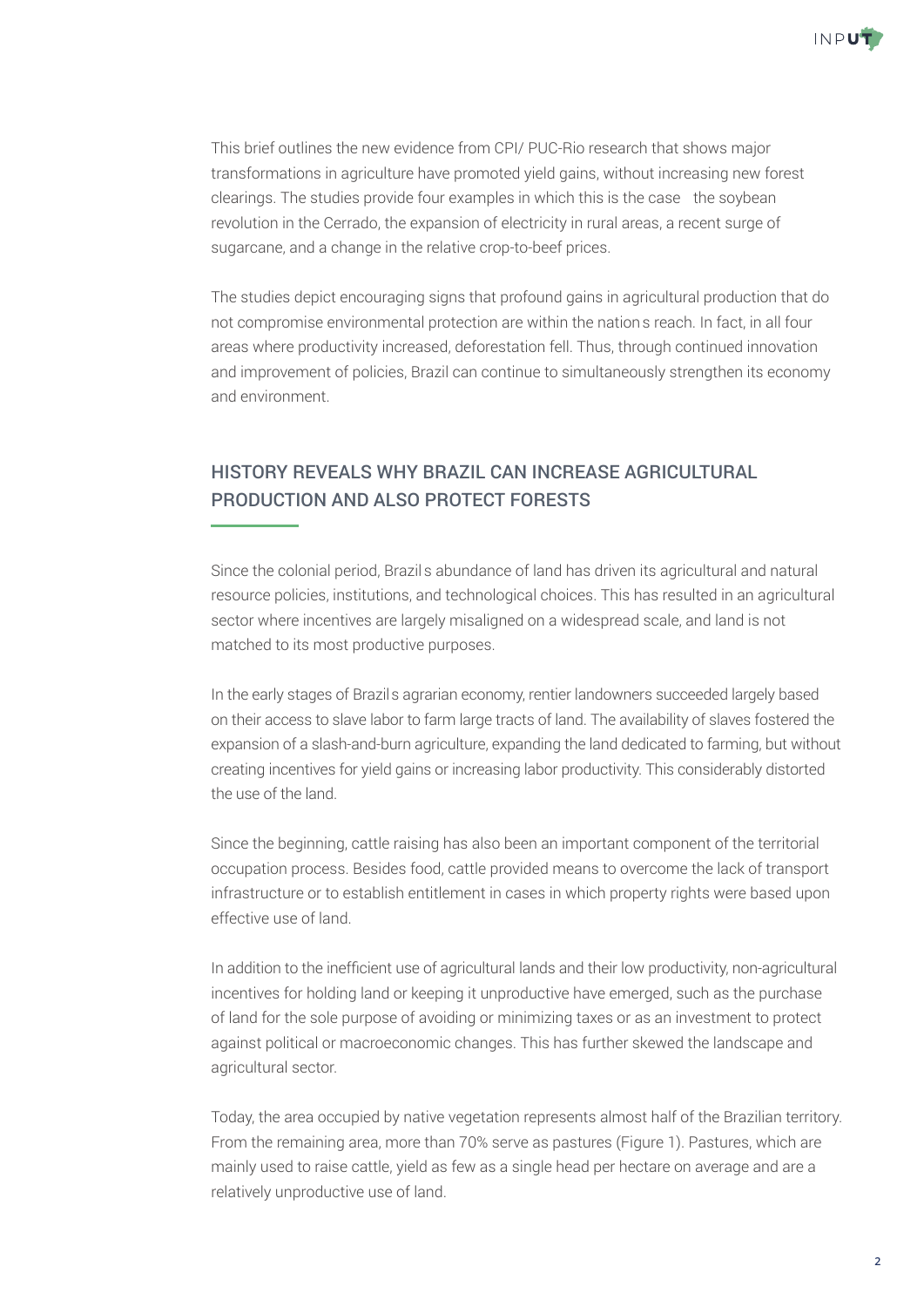This brief outlines the new evidence from CPI/ PUC-Rio research that shows major transformations in agriculture have promoted yield gains, without increasing new forest clearings. The studies provide four examples in which this is the case the soybean revolution in the Cerrado, the expansion of electricity in rural areas, a recent surge of sugarcane, and a change in the relative crop-to-beef prices.

The studies depict encouraging signs that profound gains in agricultural production that do not compromise environmental protection are within the nation s reach. In fact, in all four areas where productivity increased, deforestation fell. Thus, through continued innovation and improvement of policies, Brazil can continue to simultaneously strengthen its economy and environment.

## HISTORY REVEALS WHY BRAZIL CAN INCREASE AGRICULTURAL PRODUCTION AND ALSO PROTECT FORESTS

Since the colonial period, Brazil s abundance of land has driven its agricultural and natural resource policies, institutions, and technological choices. This has resulted in an agricultural sector where incentives are largely misaligned on a widespread scale, and land is not matched to its most productive purposes.

In the early stages of Brazil s agrarian economy, rentier landowners succeeded largely based on their access to slave labor to farm large tracts of land. The availability of slaves fostered the expansion of a slash-and-burn agriculture, expanding the land dedicated to farming, but without creating incentives for yield gains or increasing labor productivity. This considerably distorted the use of the land.

Since the beginning, cattle raising has also been an important component of the territorial occupation process. Besides food, cattle provided means to overcome the lack of transport infrastructure or to establish entitlement in cases in which property rights were based upon effective use of land.

In addition to the inefficient use of agricultural lands and their low productivity, non-agricultural incentives for holding land or keeping it unproductive have emerged, such as the purchase of land for the sole purpose of avoiding or minimizing taxes or as an investment to protect against political or macroeconomic changes. This has further skewed the landscape and agricultural sector.

Today, the area occupied by native vegetation represents almost half of the Brazilian territory. From the remaining area, more than 70% serve as pastures (Figure 1). Pastures, which are mainly used to raise cattle, yield as few as a single head per hectare on average and are a relatively unproductive use of land.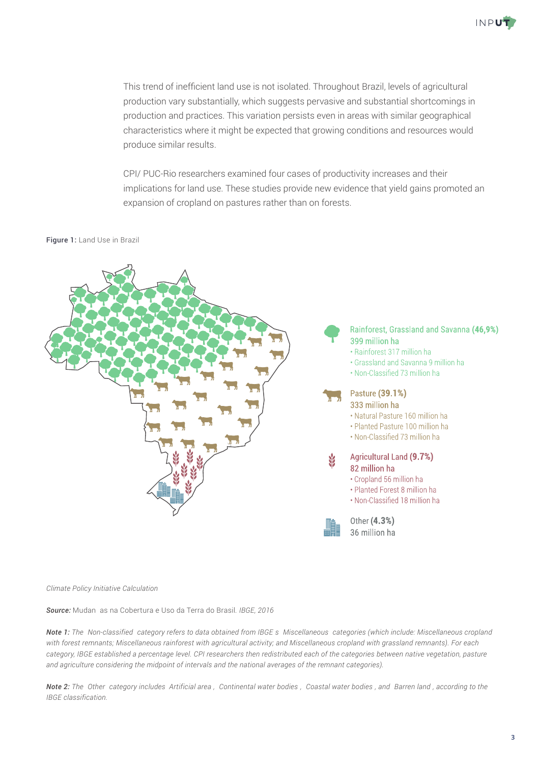This trend of inefficient land use is not isolated. Throughout Brazil, levels of agricultural production vary substantially, which suggests pervasive and substantial shortcomings in production and practices. This variation persists even in areas with similar geographical characteristics where it might be expected that growing conditions and resources would produce similar results.

CPI/ PUC-Rio researchers examined four cases of productivity increases and their implications for land use. These studies provide new evidence that yield gains promoted an expansion of cropland on pastures rather than on forests.

**Figure 1:** Land Use in Brazil

Rainforest, Grassland and Savanna **(46,9%)**
399 million ha
- Rainforest 317 million ha
- Grassland and Savanna 9 million ha
- Non-Classified 73 million ha

Pasture **(39.1%)**
333 million ha
- Natural Pasture 160 million ha
- Planted Pasture 100 million ha
- Non-Classified 73 million ha

Agricultural Land **(9.7%)**
82 million ha
- Cropland 56 million ha
- Planted Forest 8 million ha
- Non-Classified 18 million ha

Other **(4.3%)**
36 million ha

*Climate Policy Initiative Calculation*

***Source:*** Mudan as na Cobertura e Uso da Terra do Brasil. *IBGE, 2016*

***Note 1:*** *The Non-classified category refers to data obtained from IBGE s Miscellaneous categories (which include: Miscellaneous cropland with forest remnants; Miscellaneous rainforest with agricultural activity; and Miscellaneous cropland with grassland remnants). For each category, IBGE established a percentage level. CPI researchers then redistributed each of the categories between native vegetation, pasture and agriculture considering the midpoint of intervals and the national averages of the remnant categories).*

***Note 2:*** *The Other category includes Artificial area , Continental water bodies , Coastal water bodies , and Barren land , according to the IBGE classification.*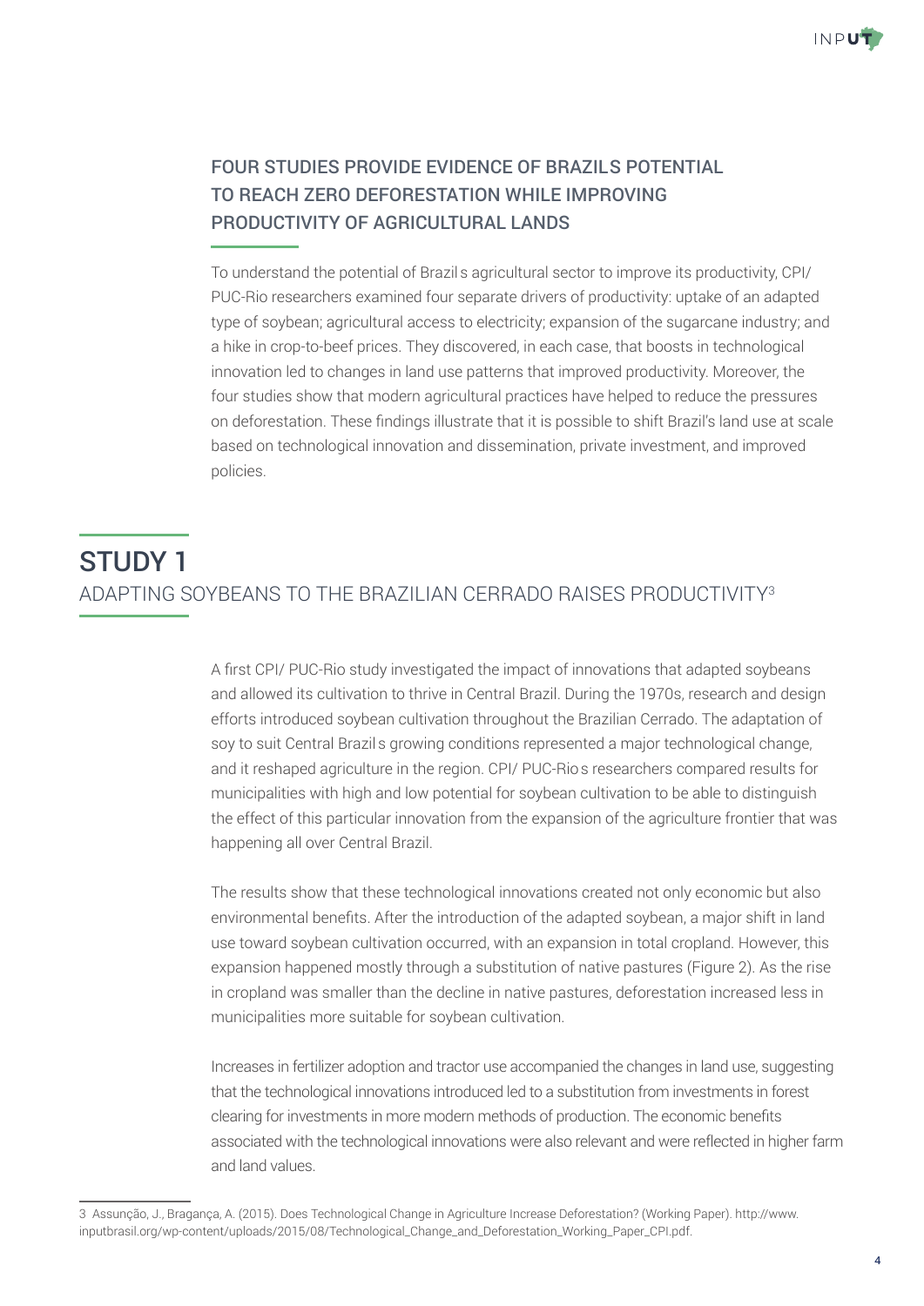## FOUR STUDIES PROVIDE EVIDENCE OF BRAZILS POTENTIAL TO REACH ZERO DEFORESTATION WHILE IMPROVING PRODUCTIVITY OF AGRICULTURAL LANDS

To understand the potential of Brazil s agricultural sector to improve its productivity, CPI/ PUC-Rio researchers examined four separate drivers of productivity: uptake of an adapted type of soybean; agricultural access to electricity; expansion of the sugarcane industry; and a hike in crop-to-beef prices. They discovered, in each case, that boosts in technological innovation led to changes in land use patterns that improved productivity. Moreover, the four studies show that modern agricultural practices have helped to reduce the pressures on deforestation. These findings illustrate that it is possible to shift Brazil's land use at scale based on technological innovation and dissemination, private investment, and improved policies.

# STUDY 1

## ADAPTING SOYBEANS TO THE BRAZILIAN CERRADO RAISES PRODUCTIVITY[3]

A first CPI/ PUC-Rio study investigated the impact of innovations that adapted soybeans and allowed its cultivation to thrive in Central Brazil. During the 1970s, research and design efforts introduced soybean cultivation throughout the Brazilian Cerrado. The adaptation of soy to suit Central Brazil s growing conditions represented a major technological change, and it reshaped agriculture in the region. CPI/ PUC-Rio s researchers compared results for municipalities with high and low potential for soybean cultivation to be able to distinguish the effect of this particular innovation from the expansion of the agriculture frontier that was happening all over Central Brazil.

The results show that these technological innovations created not only economic but also environmental benefits. After the introduction of the adapted soybean, a major shift in land use toward soybean cultivation occurred, with an expansion in total cropland. However, this expansion happened mostly through a substitution of native pastures (Figure 2). As the rise in cropland was smaller than the decline in native pastures, deforestation increased less in municipalities more suitable for soybean cultivation.

Increases in fertilizer adoption and tractor use accompanied the changes in land use, suggesting that the technological innovations introduced led to a substitution from investments in forest clearing for investments in more modern methods of production. The economic benefits associated with the technological innovations were also relevant and were reflected in higher farm and land values.

3 Assunção, J., Bragança, A. (2015). Does Technological Change in Agriculture Increase Deforestation? (Working Paper). http://www.inputbrasil.org/wp-content/uploads/2015/08/Technological_Change_and_Deforestation_Working_Paper_CPI.pdf.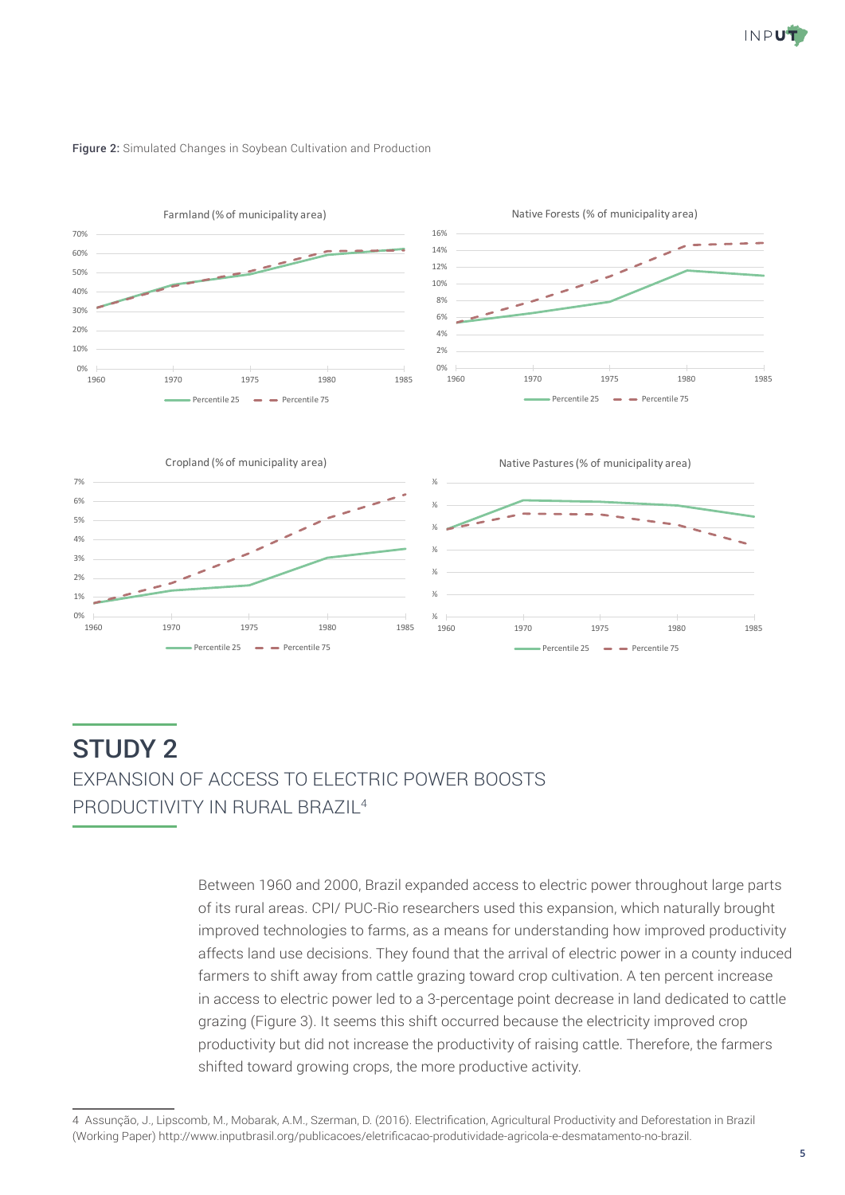Figure 2: Simulated Changes in Soybean Cultivation and Production

## STUDY 2

### EXPANSION OF ACCESS TO ELECTRIC POWER BOOSTS PRODUCTIVITY IN RURAL BRAZIL[4]

Between 1960 and 2000, Brazil expanded access to electric power throughout large parts of its rural areas. CPI/ PUC-Rio researchers used this expansion, which naturally brought improved technologies to farms, as a means for understanding how improved productivity affects land use decisions. They found that the arrival of electric power in a county induced farmers to shift away from cattle grazing toward crop cultivation. A ten percent increase in access to electric power led to a 3-percentage point decrease in land dedicated to cattle grazing (Figure 3). It seems this shift occurred because the electricity improved crop productivity but did not increase the productivity of raising cattle. Therefore, the farmers shifted toward growing crops, the more productive activity.

4 Assunção, J., Lipscomb, M., Mobarak, A.M., Szerman, D. (2016). Electrification, Agricultural Productivity and Deforestation in Brazil (Working Paper) http://www.inputbrasil.org/publicacoes/eletrificacao-produtividade-agricola-e-desmatamento-no-brazil.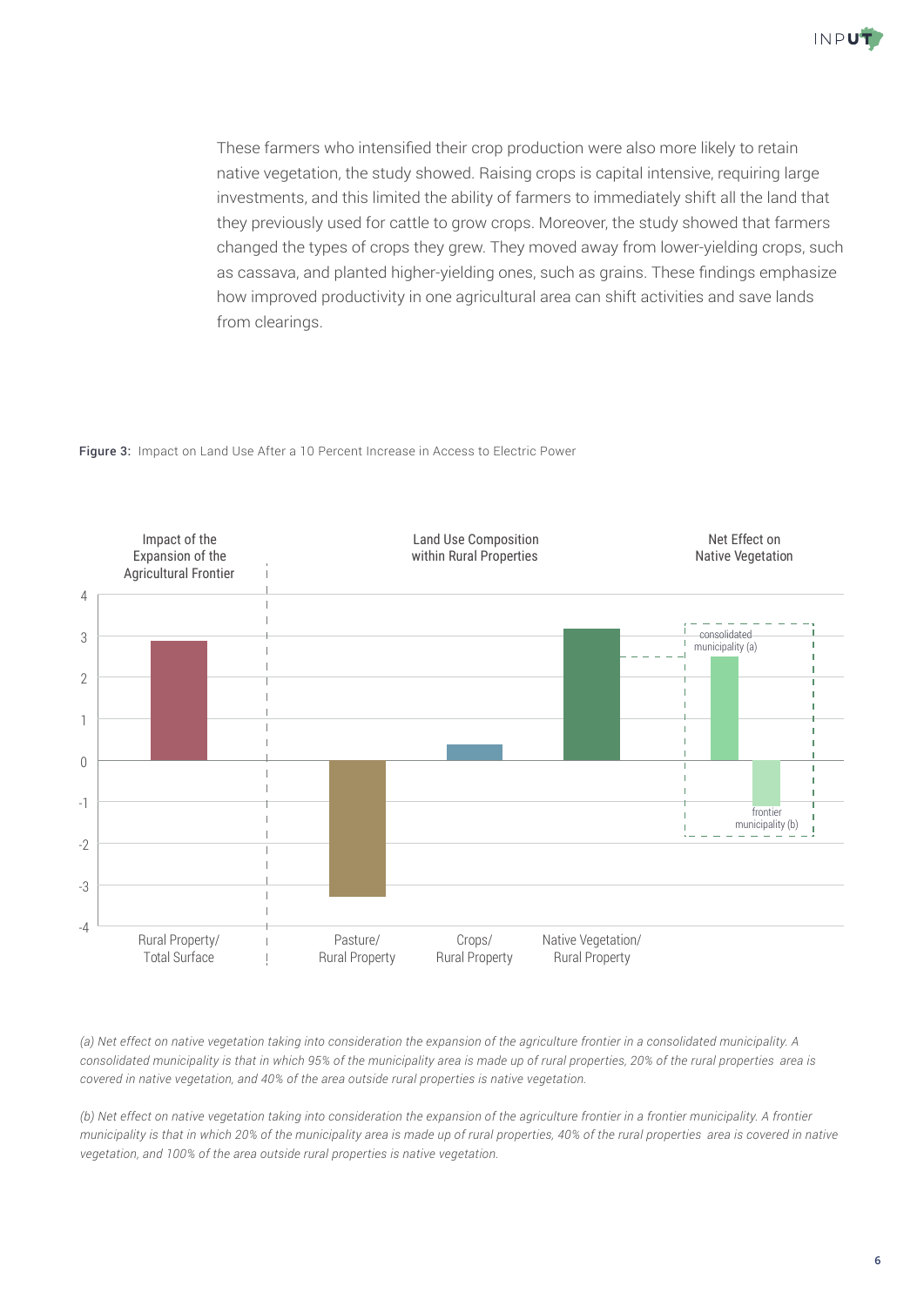These farmers who intensified their crop production were also more likely to retain native vegetation, the study showed. Raising crops is capital intensive, requiring large investments, and this limited the ability of farmers to immediately shift all the land that they previously used for cattle to grow crops. Moreover, the study showed that farmers changed the types of crops they grew. They moved away from lower-yielding crops, such as cassava, and planted higher-yielding ones, such as grains. These findings emphasize how improved productivity in one agricultural area can shift activities and save lands from clearings.

**Figure 3:** Impact on Land Use After a 10 Percent Increase in Access to Electric Power

| Group | Category | Approximate value |
|---|---|---|
| Impact of the Expansion of the Agricultural Frontier | Rural Property/ Total Surface | 2.9 |
| Land Use Composition within Rural Properties | Pasture/ Rural Property | -3.3 |
| | Crops/ Rural Property | 0.4 |
| | Native Vegetation/ Rural Property | 3.2 |
| Net Effect on Native Vegetation | consolidated municipality (a) | 2.5 |
| | frontier municipality (b) | -1.1 |

*(a) Net effect on native vegetation taking into consideration the expansion of the agriculture frontier in a consolidated municipality. A consolidated municipality is that in which 95% of the municipality area is made up of rural properties, 20% of the rural properties area is covered in native vegetation, and 40% of the area outside rural properties is native vegetation.*

*(b) Net effect on native vegetation taking into consideration the expansion of the agriculture frontier in a frontier municipality. A frontier municipality is that in which 20% of the municipality area is made up of rural properties, 40% of the rural properties area is covered in native vegetation, and 100% of the area outside rural properties is native vegetation.*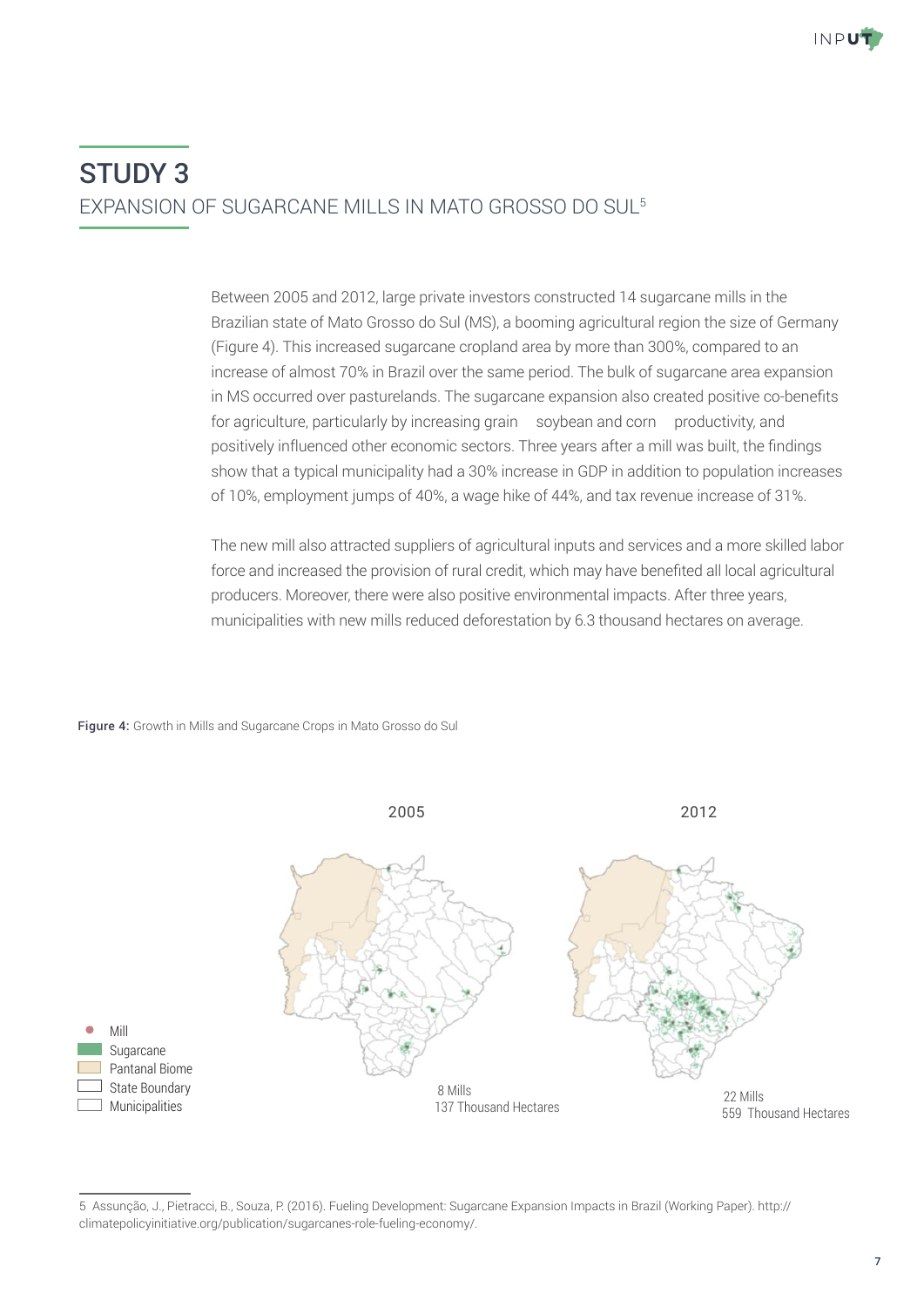# STUDY 3

## EXPANSION OF SUGARCANE MILLS IN MATO GROSSO DO SUL[5]

Between 2005 and 2012, large private investors constructed 14 sugarcane mills in the Brazilian state of Mato Grosso do Sul (MS), a booming agricultural region the size of Germany (Figure 4). This increased sugarcane cropland area by more than 300%, compared to an increase of almost 70% in Brazil over the same period. The bulk of sugarcane area expansion in MS occurred over pasturelands. The sugarcane expansion also created positive co-benefits for agriculture, particularly by increasing grain soybean and corn productivity, and positively influenced other economic sectors. Three years after a mill was built, the findings show that a typical municipality had a 30% increase in GDP in addition to population increases of 10%, employment jumps of 40%, a wage hike of 44%, and tax revenue increase of 31%.

The new mill also attracted suppliers of agricultural inputs and services and a more skilled labor force and increased the provision of rural credit, which may have benefited all local agricultural producers. Moreover, there were also positive environmental impacts. After three years, municipalities with new mills reduced deforestation by 6.3 thousand hectares on average.

**Figure 4:** Growth in Mills and Sugarcane Crops in Mato Grosso do Sul

2005 — 8 Mills, 137 Thousand Hectares

2012 — 22 Mills, 559 Thousand Hectares

Legend: Mill; Sugarcane; Pantanal Biome; State Boundary; Municipalities

---

5 Assunção, J., Pietracci, B., Souza, P. (2016). Fueling Development: Sugarcane Expansion Impacts in Brazil (Working Paper). http://climatepolicyinitiative.org/publication/sugarcanes-role-fueling-economy/.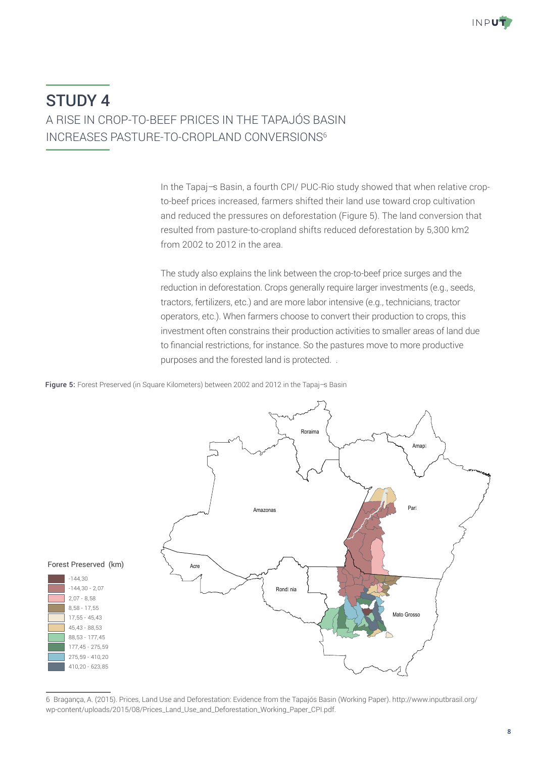## STUDY 4

A RISE IN CROP-TO-BEEF PRICES IN THE TAPAJÓS BASIN INCREASES PASTURE-TO-CROPLAND CONVERSIONS[6]

In the Tapaj¬s Basin, a fourth CPI/ PUC-Rio study showed that when relative crop-to-beef prices increased, farmers shifted their land use toward crop cultivation and reduced the pressures on deforestation (Figure 5). The land conversion that resulted from pasture-to-cropland shifts reduced deforestation by 5,300 km2 from 2002 to 2012 in the area.

The study also explains the link between the crop-to-beef price surges and the reduction in deforestation. Crops generally require larger investments (e.g., seeds, tractors, fertilizers, etc.) and are more labor intensive (e.g., technicians, tractor operators, etc.). When farmers choose to convert their production to crops, this investment often constrains their production activities to smaller areas of land due to financial restrictions, for instance. So the pastures move to more productive purposes and the forested land is protected. .

**Figure 5:** Forest Preserved (in Square Kilometers) between 2002 and 2012 in the Tapaj¬s Basin

Forest Preserved (km)

- -144,30
- -144,30 - 2,07
- 2,07 - 8,58
- 8,58 - 17,55
- 17,55 - 45,43
- 45,43 - 88,53
- 88,53 - 177,45
- 177,45 - 275,59
- 275,59 - 410,20
- 410,20 - 623,85

Roraima, Amap, Amazonas, Par, Acre, Rond nia, Mato Grosso

6 Bragança, A. (2015). Prices, Land Use and Deforestation: Evidence from the Tapajós Basin (Working Paper). http://www.inputbrasil.org/wp-content/uploads/2015/08/Prices_Land_Use_and_Deforestation_Working_Paper_CPI.pdf.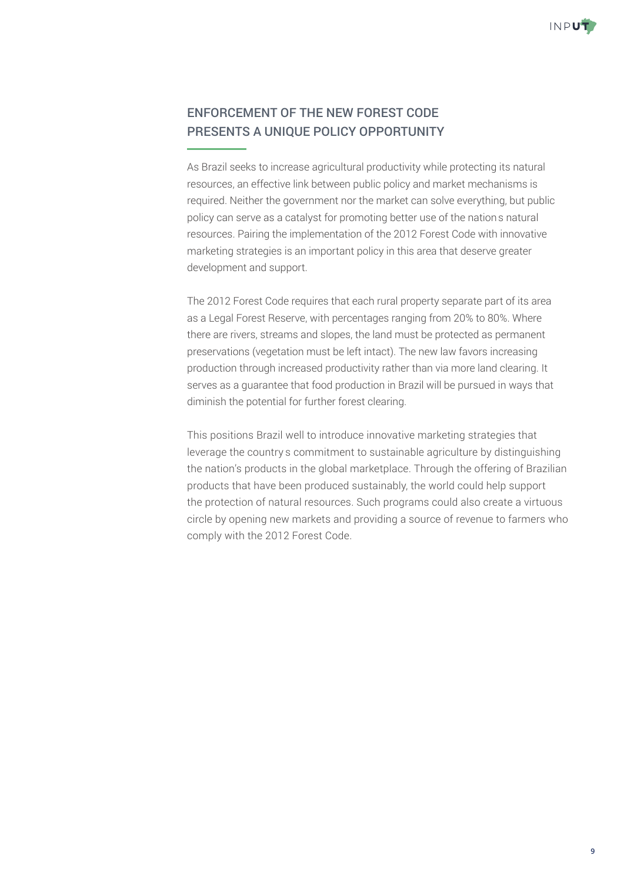## ENFORCEMENT OF THE NEW FOREST CODE PRESENTS A UNIQUE POLICY OPPORTUNITY

As Brazil seeks to increase agricultural productivity while protecting its natural resources, an effective link between public policy and market mechanisms is required. Neither the government nor the market can solve everything, but public policy can serve as a catalyst for promoting better use of the nation s natural resources. Pairing the implementation of the 2012 Forest Code with innovative marketing strategies is an important policy in this area that deserve greater development and support.

The 2012 Forest Code requires that each rural property separate part of its area as a Legal Forest Reserve, with percentages ranging from 20% to 80%. Where there are rivers, streams and slopes, the land must be protected as permanent preservations (vegetation must be left intact). The new law favors increasing production through increased productivity rather than via more land clearing. It serves as a guarantee that food production in Brazil will be pursued in ways that diminish the potential for further forest clearing.

This positions Brazil well to introduce innovative marketing strategies that leverage the country s commitment to sustainable agriculture by distinguishing the nation's products in the global marketplace. Through the offering of Brazilian products that have been produced sustainably, the world could help support the protection of natural resources. Such programs could also create a virtuous circle by opening new markets and providing a source of revenue to farmers who comply with the 2012 Forest Code.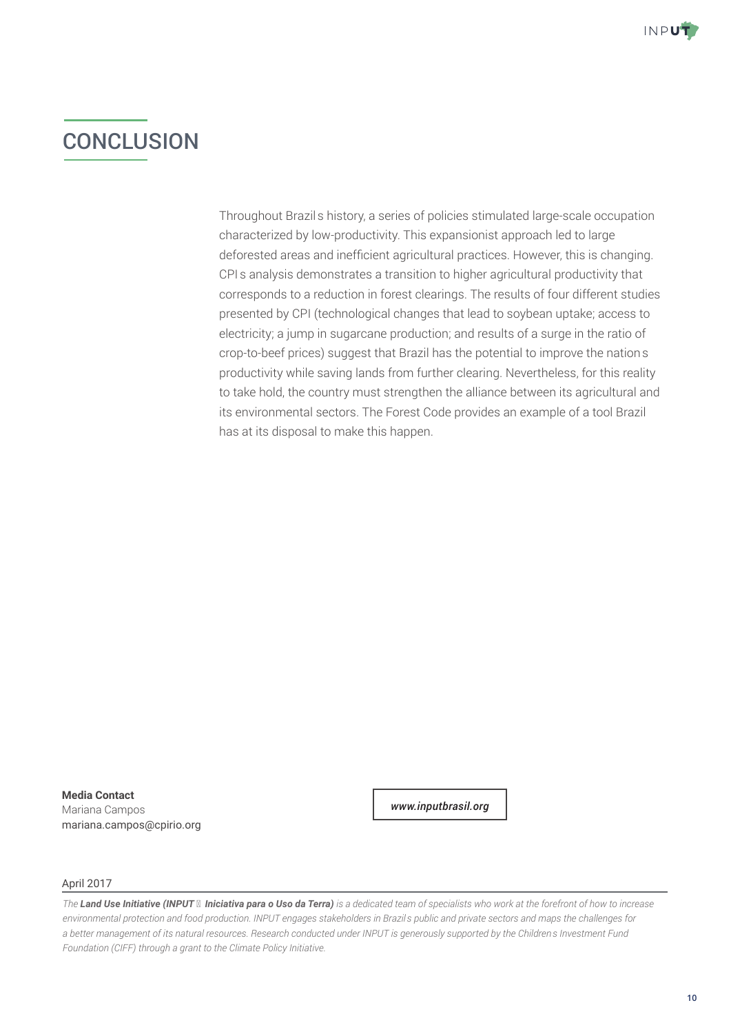# CONCLUSION

Throughout Brazil s history, a series of policies stimulated large-scale occupation characterized by low-productivity. This expansionist approach led to large deforested areas and inefficient agricultural practices. However, this is changing. CPI s analysis demonstrates a transition to higher agricultural productivity that corresponds to a reduction in forest clearings. The results of four different studies presented by CPI (technological changes that lead to soybean uptake; access to electricity; a jump in sugarcane production; and results of a surge in the ratio of crop-to-beef prices) suggest that Brazil has the potential to improve the nation s productivity while saving lands from further clearing. Nevertheless, for this reality to take hold, the country must strengthen the alliance between its agricultural and its environmental sectors. The Forest Code provides an example of a tool Brazil has at its disposal to make this happen.

**Media Contact**
Mariana Campos
mariana.campos@cpirio.org

*www.inputbrasil.org*

April 2017

*The **Land Use Initiative (INPUT  Iniciativa para o Uso da Terra)** is a dedicated team of specialists who work at the forefront of how to increase environmental protection and food production. INPUT engages stakeholders in Brazil s public and private sectors and maps the challenges for a better management of its natural resources. Research conducted under INPUT is generously supported by the Children s Investment Fund Foundation (CIFF) through a grant to the Climate Policy Initiative.*